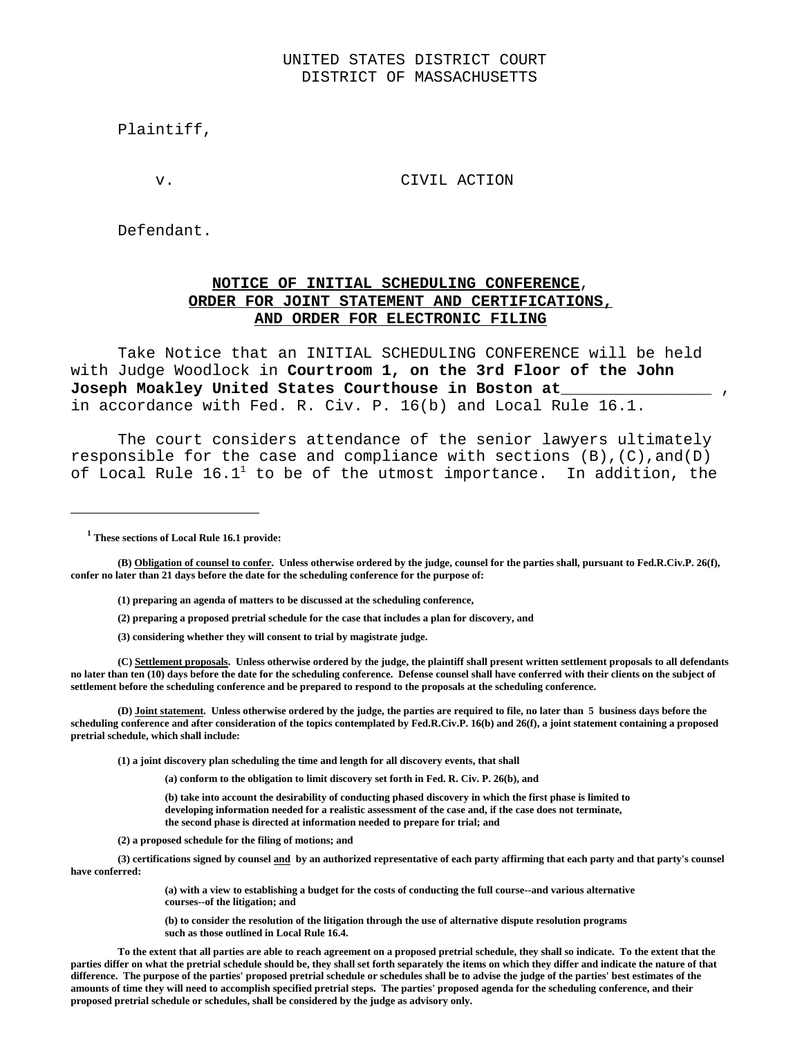UNITED STATES DISTRICT COURT
DISTRICT OF MASSACHUSETTS

Plaintiff,

v. CIVIL ACTION

Defendant.

## NOTICE OF INITIAL SCHEDULING CONFERENCE, ORDER FOR JOINT STATEMENT AND CERTIFICATIONS, AND ORDER FOR ELECTRONIC FILING

Take Notice that an INITIAL SCHEDULING CONFERENCE will be held with Judge Woodlock in **Courtroom 1, on the 3rd Floor of the John Joseph Moakley United States Courthouse in Boston at_______________** , in accordance with Fed. R. Civ. P. 16(b) and Local Rule 16.1.

The court considers attendance of the senior lawyers ultimately responsible for the case and compliance with sections (B),(C),and(D) of Local Rule 16.1[1] to be of the utmost importance. In addition, the

---

[1] **These sections of Local Rule 16.1 provide:**

**(B) Obligation of counsel to confer. Unless otherwise ordered by the judge, counsel for the parties shall, pursuant to Fed.R.Civ.P. 26(f), confer no later than 21 days before the date for the scheduling conference for the purpose of:**

**(1) preparing an agenda of matters to be discussed at the scheduling conference,**

**(2) preparing a proposed pretrial schedule for the case that includes a plan for discovery, and**

**(3) considering whether they will consent to trial by magistrate judge.**

**(C) Settlement proposals. Unless otherwise ordered by the judge, the plaintiff shall present written settlement proposals to all defendants no later than ten (10) days before the date for the scheduling conference. Defense counsel shall have conferred with their clients on the subject of settlement before the scheduling conference and be prepared to respond to the proposals at the scheduling conference.**

**(D) Joint statement. Unless otherwise ordered by the judge, the parties are required to file, no later than 5 business days before the scheduling conference and after consideration of the topics contemplated by Fed.R.Civ.P. 16(b) and 26(f), a joint statement containing a proposed pretrial schedule, which shall include:**

**(1) a joint discovery plan scheduling the time and length for all discovery events, that shall**

**(a) conform to the obligation to limit discovery set forth in Fed. R. Civ. P. 26(b), and**

**(b) take into account the desirability of conducting phased discovery in which the first phase is limited to developing information needed for a realistic assessment of the case and, if the case does not terminate, the second phase is directed at information needed to prepare for trial; and**

**(2) a proposed schedule for the filing of motions; and**

**(3) certifications signed by counsel and by an authorized representative of each party affirming that each party and that party's counsel have conferred:**

**(a) with a view to establishing a budget for the costs of conducting the full course--and various alternative courses--of the litigation; and**

**(b) to consider the resolution of the litigation through the use of alternative dispute resolution programs such as those outlined in Local Rule 16.4.**

**To the extent that all parties are able to reach agreement on a proposed pretrial schedule, they shall so indicate. To the extent that the parties differ on what the pretrial schedule should be, they shall set forth separately the items on which they differ and indicate the nature of that difference. The purpose of the parties' proposed pretrial schedule or schedules shall be to advise the judge of the parties' best estimates of the amounts of time they will need to accomplish specified pretrial steps. The parties' proposed agenda for the scheduling conference, and their proposed pretrial schedule or schedules, shall be considered by the judge as advisory only.**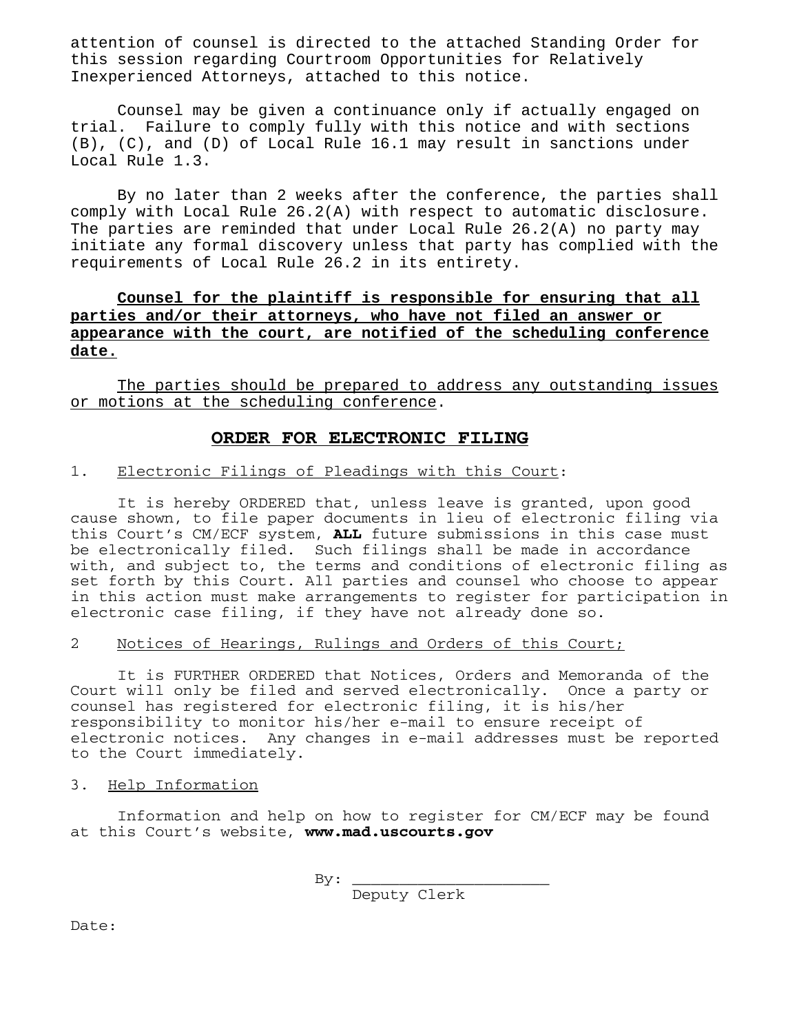attention of counsel is directed to the attached Standing Order for this session regarding Courtroom Opportunities for Relatively Inexperienced Attorneys, attached to this notice.

Counsel may be given a continuance only if actually engaged on trial. Failure to comply fully with this notice and with sections (B), (C), and (D) of Local Rule 16.1 may result in sanctions under Local Rule 1.3.

By no later than 2 weeks after the conference, the parties shall comply with Local Rule 26.2(A) with respect to automatic disclosure. The parties are reminded that under Local Rule 26.2(A) no party may initiate any formal discovery unless that party has complied with the requirements of Local Rule 26.2 in its entirety.

**Counsel for the plaintiff is responsible for ensuring that all parties and/or their attorneys, who have not filed an answer or appearance with the court, are notified of the scheduling conference date.**

The parties should be prepared to address any outstanding issues or motions at the scheduling conference.

## ORDER FOR ELECTRONIC FILING

1. Electronic Filings of Pleadings with this Court:

It is hereby ORDERED that, unless leave is granted, upon good cause shown, to file paper documents in lieu of electronic filing via this Court's CM/ECF system, **ALL** future submissions in this case must be electronically filed. Such filings shall be made in accordance with, and subject to, the terms and conditions of electronic filing as set forth by this Court. All parties and counsel who choose to appear in this action must make arrangements to register for participation in electronic case filing, if they have not already done so.

2 Notices of Hearings, Rulings and Orders of this Court;

It is FURTHER ORDERED that Notices, Orders and Memoranda of the Court will only be filed and served electronically. Once a party or counsel has registered for electronic filing, it is his/her responsibility to monitor his/her e-mail to ensure receipt of electronic notices. Any changes in e-mail addresses must be reported to the Court immediately.

3. Help Information

Information and help on how to register for CM/ECF may be found at this Court's website, **www.mad.uscourts.gov**

By: ______________________
Deputy Clerk

Date: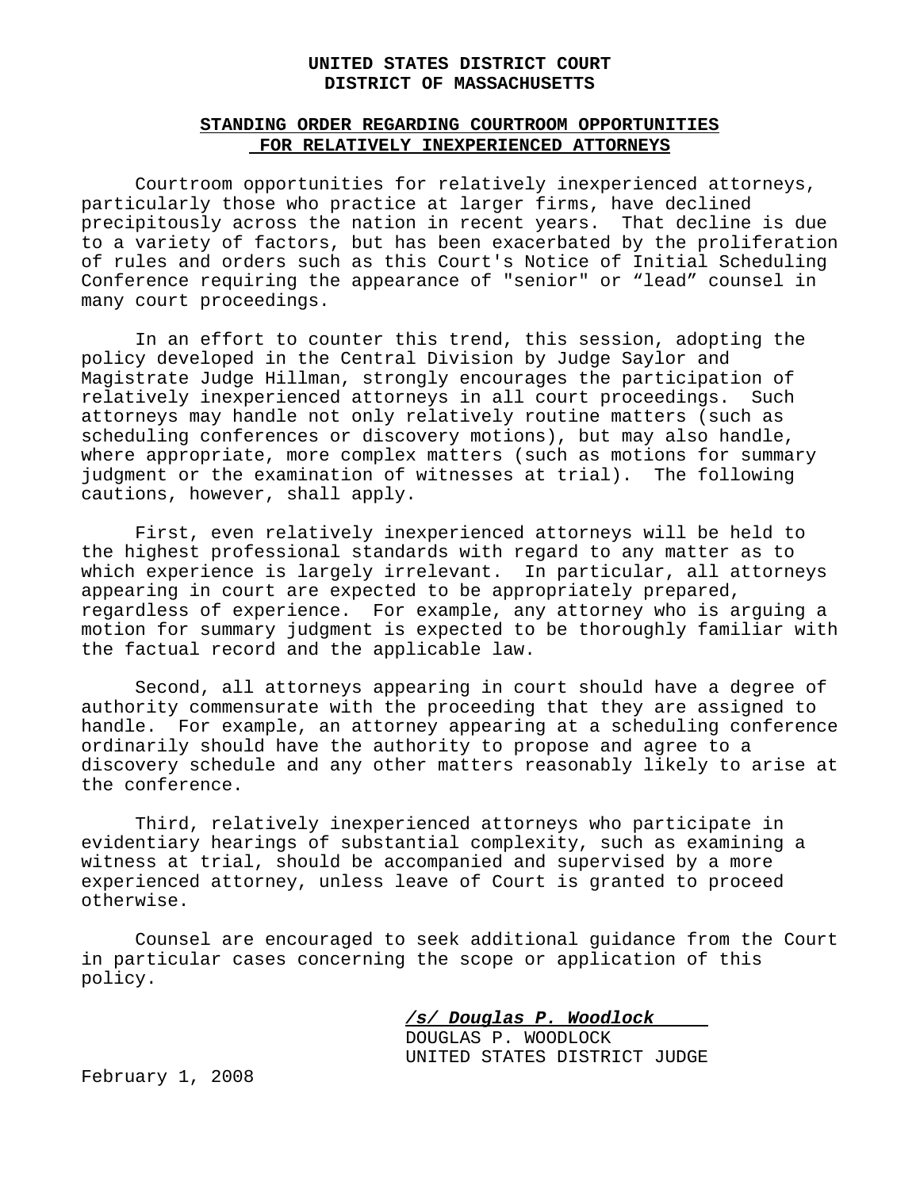**UNITED STATES DISTRICT COURT**
**DISTRICT OF MASSACHUSETTS**

**STANDING ORDER REGARDING COURTROOM OPPORTUNITIES FOR RELATIVELY INEXPERIENCED ATTORNEYS**

Courtroom opportunities for relatively inexperienced attorneys, particularly those who practice at larger firms, have declined precipitously across the nation in recent years. That decline is due to a variety of factors, but has been exacerbated by the proliferation of rules and orders such as this Court's Notice of Initial Scheduling Conference requiring the appearance of "senior" or “lead” counsel in many court proceedings.

In an effort to counter this trend, this session, adopting the policy developed in the Central Division by Judge Saylor and Magistrate Judge Hillman, strongly encourages the participation of relatively inexperienced attorneys in all court proceedings. Such attorneys may handle not only relatively routine matters (such as scheduling conferences or discovery motions), but may also handle, where appropriate, more complex matters (such as motions for summary judgment or the examination of witnesses at trial). The following cautions, however, shall apply.

First, even relatively inexperienced attorneys will be held to the highest professional standards with regard to any matter as to which experience is largely irrelevant. In particular, all attorneys appearing in court are expected to be appropriately prepared, regardless of experience. For example, any attorney who is arguing a motion for summary judgment is expected to be thoroughly familiar with the factual record and the applicable law.

Second, all attorneys appearing in court should have a degree of authority commensurate with the proceeding that they are assigned to handle. For example, an attorney appearing at a scheduling conference ordinarily should have the authority to propose and agree to a discovery schedule and any other matters reasonably likely to arise at the conference.

Third, relatively inexperienced attorneys who participate in evidentiary hearings of substantial complexity, such as examining a witness at trial, should be accompanied and supervised by a more experienced attorney, unless leave of Court is granted to proceed otherwise.

Counsel are encouraged to seek additional guidance from the Court in particular cases concerning the scope or application of this policy.

***/s/ Douglas P. Woodlock***
DOUGLAS P. WOODLOCK
UNITED STATES DISTRICT JUDGE

February 1, 2008